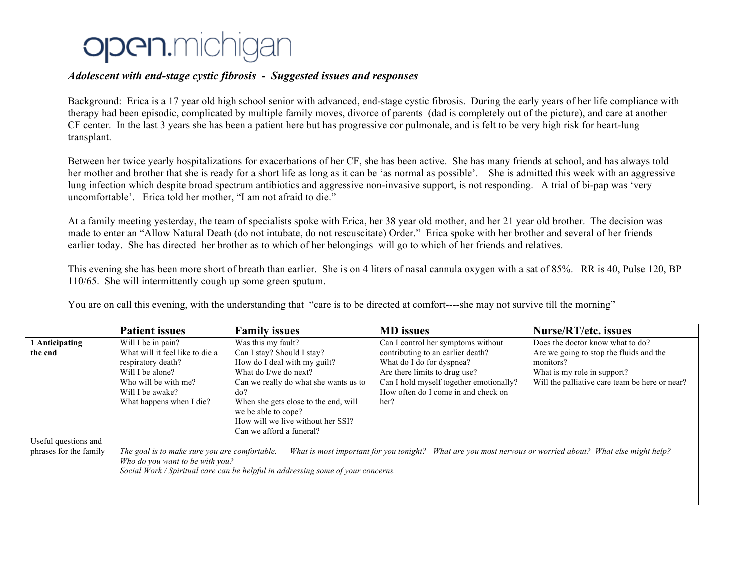open.michigan

***Adolescent with end-stage cystic fibrosis - Suggested issues and responses***

Background: Erica is a 17 year old high school senior with advanced, end-stage cystic fibrosis. During the early years of her life compliance with therapy had been episodic, complicated by multiple family moves, divorce of parents (dad is completely out of the picture), and care at another CF center. In the last 3 years she has been a patient here but has progressive cor pulmonale, and is felt to be very high risk for heart-lung transplant.

Between her twice yearly hospitalizations for exacerbations of her CF, she has been active. She has many friends at school, and has always told her mother and brother that she is ready for a short life as long as it can be 'as normal as possible'. She is admitted this week with an aggressive lung infection which despite broad spectrum antibiotics and aggressive non-invasive support, is not responding. A trial of bi-pap was 'very uncomfortable'. Erica told her mother, "I am not afraid to die."

At a family meeting yesterday, the team of specialists spoke with Erica, her 38 year old mother, and her 21 year old brother. The decision was made to enter an "Allow Natural Death (do not intubate, do not rescucitate) Order." Erica spoke with her brother and several of her friends earlier today. She has directed her brother as to which of her belongings will go to which of her friends and relatives.

This evening she has been more short of breath than earlier. She is on 4 liters of nasal cannula oxygen with a sat of 85%. RR is 40, Pulse 120, BP 110/65. She will intermittently cough up some green sputum.

You are on call this evening, with the understanding that "care is to be directed at comfort----she may not survive till the morning"

| | **Patient issues** | **Family issues** | **MD issues** | **Nurse/RT/etc. issues** |
|---|---|---|---|---|
| **1 Anticipating the end** | Will I be in pain?<br>What will it feel like to die a respiratory death?<br>Will I be alone?<br>Who will be with me?<br>Will I be awake?<br>What happens when I die? | Was this my fault?<br>Can I stay? Should I stay?<br>How do I deal with my guilt?<br>What do I/we do next?<br>Can we really do what she wants us to do?<br>When she gets close to the end, will we be able to cope?<br>How will we live without her SSI?<br>Can we afford a funeral? | Can I control her symptoms without contributing to an earlier death?<br>What do I do for dyspnea?<br>Are there limits to drug use?<br>Can I hold myself together emotionally?<br>How often do I come in and check on her? | Does the doctor know what to do?<br>Are we going to stop the fluids and the monitors?<br>What is my role in support?<br>Will the palliative care team be here or near? |
| Useful questions and phrases for the family | *The goal is to make sure you are comfortable. What is most important for you tonight? What are you most nervous or worried about? What else might help? Who do you want to be with you?*<br>*Social Work / Spiritual care can be helpful in addressing some of your concerns.* | | | |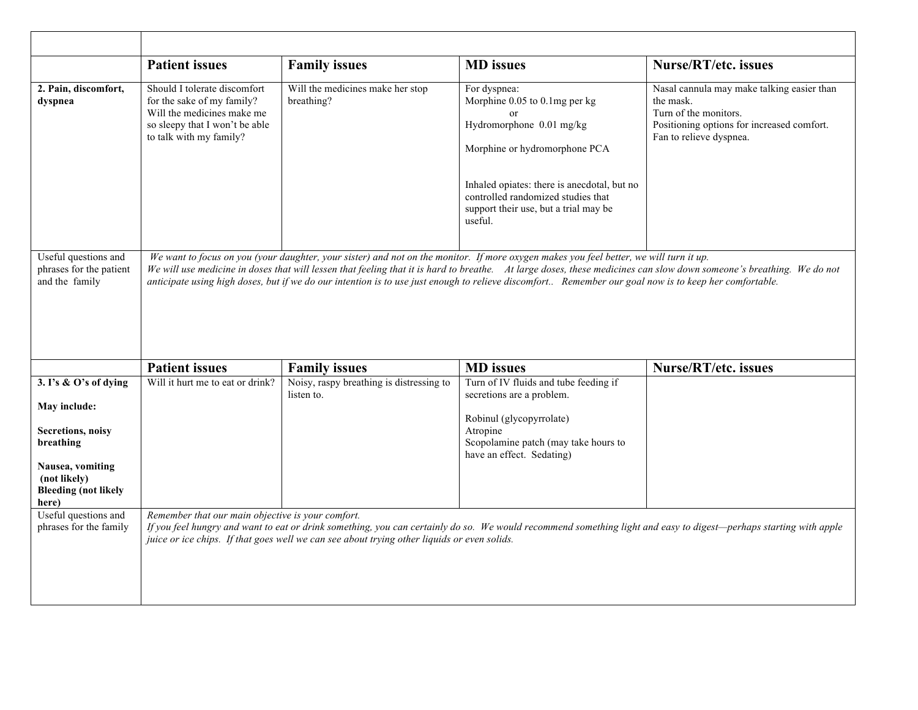| | | | | |
|---|---|---|---|---|
| | **Patient issues** | **Family issues** | **MD issues** | **Nurse/RT/etc. issues** |
| **2. Pain, discomfort, dyspnea** | Should I tolerate discomfort for the sake of my family?<br>Will the medicines make me so sleepy that I won't be able to talk with my family? | Will the medicines make her stop breathing? | For dyspnea:<br>Morphine 0.05 to 0.1mg per kg<br>or<br>Hydromorphone 0.01 mg/kg<br><br>Morphine or hydromorphone PCA<br><br>Inhaled opiates: there is anecdotal, but no controlled randomized studies that support their use, but a trial may be useful. | Nasal cannula may make talking easier than the mask.<br>Turn of the monitors.<br>Positioning options for increased comfort.<br>Fan to relieve dyspnea. |
| Useful questions and phrases for the patient and the family | *We want to focus on you (your daughter, your sister) and not on the monitor. If more oxygen makes you feel better, we will turn it up.*<br>*We will use medicine in doses that will lessen that feeling that it is hard to breathe. At large doses, these medicines can slow down someone's breathing. We do not anticipate using high doses, but if we do our intention is to use just enough to relieve discomfort.. Remember our goal now is to keep her comfortable.* | | | |
| | **Patient issues** | **Family issues** | **MD issues** | **Nurse/RT/etc. issues** |
| **3. I's & O's of dying**<br><br>**May include:**<br><br>**Secretions, noisy breathing**<br><br>**Nausea, vomiting (not likely)**<br>**Bleeding (not likely here)** | Will it hurt me to eat or drink? | Noisy, raspy breathing is distressing to listen to. | Turn of IV fluids and tube feeding if secretions are a problem.<br><br>Robinul (glycopyrrolate)<br>Atropine<br>Scopolamine patch (may take hours to have an effect. Sedating) | |
| Useful questions and phrases for the family | *Remember that our main objective is your comfort.*<br>*If you feel hungry and want to eat or drink something, you can certainly do so. We would recommend something light and easy to digest—perhaps starting with apple juice or ice chips. If that goes well we can see about trying other liquids or even solids.* | | | |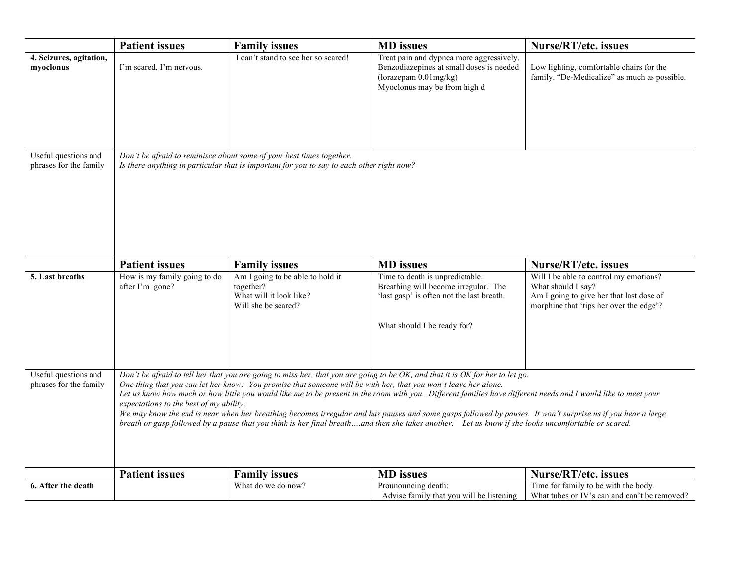| | Patient issues | Family issues | MD issues | Nurse/RT/etc. issues |
|---|---|---|---|---|
| **4. Seizures, agitation, myoclonus** | I'm scared, I'm nervous. | I can't stand to see her so scared! | Treat pain and dypnea more aggressively.<br>Benzodiazepines at small doses is needed (lorazepam 0.01mg/kg)<br>Myoclonus may be from high d | Low lighting, comfortable chairs for the family. "De-Medicalize" as much as possible. |
| Useful questions and phrases for the family | *Don't be afraid to reminisce about some of your best times together.*<br>*Is there anything in particular that is important for you to say to each other right now?* | | | |
| | **Patient issues** | **Family issues** | **MD issues** | **Nurse/RT/etc. issues** |
| **5. Last breaths** | How is my family going to do after I'm gone? | Am I going to be able to hold it together?<br>What will it look like?<br>Will she be scared? | Time to death is unpredictable.<br>Breathing will become irregular. The 'last gasp' is often not the last breath.<br><br>What should I be ready for? | Will I be able to control my emotions?<br>What should I say?<br>Am I going to give her that last dose of morphine that 'tips her over the edge'? |
| Useful questions and phrases for the family | *Don't be afraid to tell her that you are going to miss her, that you are going to be OK, and that it is OK for her to let go.*<br>*One thing that you can let her know: You promise that someone will be with her, that you won't leave her alone.*<br>*Let us know how much or how little you would like me to be present in the room with you. Different families have different needs and I would like to meet your expectations to the best of my ability.*<br>*We may know the end is near when her breathing becomes irregular and has pauses and some gasps followed by pauses. It won't surprise us if you hear a large breath or gasp followed by a pause that you think is her final breath….and then she takes another. Let us know if she looks uncomfortable or scared.* | | | |
| | **Patient issues** | **Family issues** | **MD issues** | **Nurse/RT/etc. issues** |
| **6. After the death** | | What do we do now? | Prounouncing death:<br>Advise family that you will be listening | Time for family to be with the body.<br>What tubes or IV's can and can't be removed? |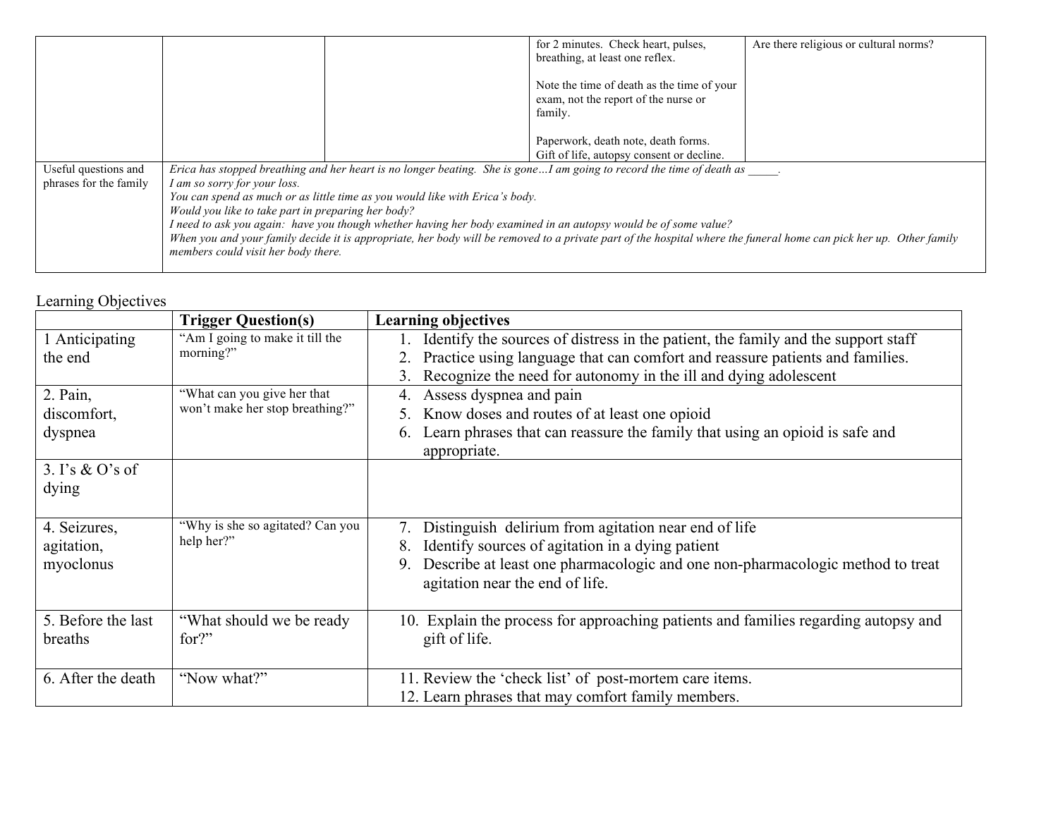| | | | | |
|---|---|---|---|---|
| | | | for 2 minutes. Check heart, pulses, breathing, at least one reflex.<br><br>Note the time of death as the time of your exam, not the report of the nurse or family.<br><br>Paperwork, death note, death forms.<br>Gift of life, autopsy consent or decline. | Are there religious or cultural norms? |
| Useful questions and phrases for the family | *Erica has stopped breathing and her heart is no longer beating. She is gone…I am going to record the time of death as \_\_\_\_\_.*<br>*I am so sorry for your loss.*<br>*You can spend as much or as little time as you would like with Erica's body.*<br>*Would you like to take part in preparing her body?*<br>*I need to ask you again: have you though whether having her body examined in an autopsy would be of some value?*<br>*When you and your family decide it is appropriate, her body will be removed to a private part of the hospital where the funeral home can pick her up. Other family members could visit her body there.* | | | |

Learning Objectives

| | Trigger Question(s) | Learning objectives |
|---|---|---|
| 1 Anticipating the end | "Am I going to make it till the morning?" | 1. Identify the sources of distress in the patient, the family and the support staff<br>2. Practice using language that can comfort and reassure patients and families.<br>3. Recognize the need for autonomy in the ill and dying adolescent |
| 2. Pain, discomfort, dyspnea | "What can you give her that won't make her stop breathing?" | 4. Assess dyspnea and pain<br>5. Know doses and routes of at least one opioid<br>6. Learn phrases that can reassure the family that using an opioid is safe and appropriate. |
| 3. I's & O's of dying | | |
| 4. Seizures, agitation, myoclonus | "Why is she so agitated? Can you help her?" | 7. Distinguish delirium from agitation near end of life<br>8. Identify sources of agitation in a dying patient<br>9. Describe at least one pharmacologic and one non-pharmacologic method to treat agitation near the end of life. |
| 5. Before the last breaths | "What should we be ready for?" | 10. Explain the process for approaching patients and families regarding autopsy and gift of life. |
| 6. After the death | "Now what?" | 11. Review the 'check list' of post-mortem care items.<br>12. Learn phrases that may comfort family members. |